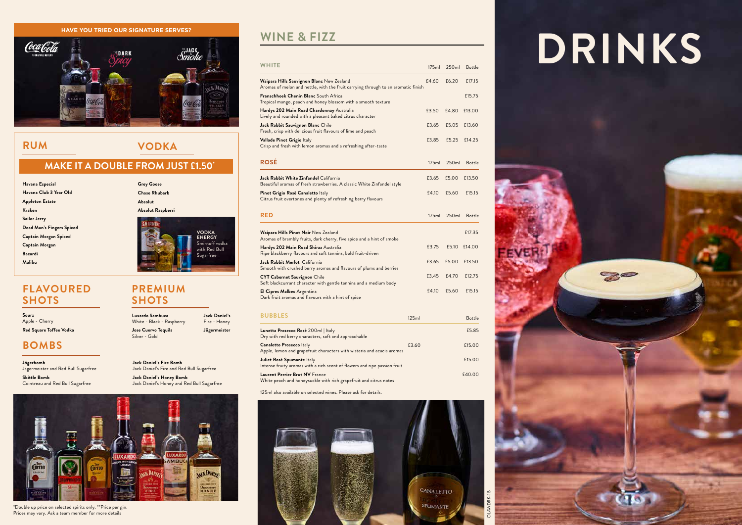# DRINKS

## HAVE YOU TRIED OUR SIGNATURE SERVES?

## RUM

## VODKA

### MAKE IT A DOUBLE FROM JUST £1.50*

**Rum**

- Havana Especial
- Havana Club 3 Year Old
- Appleton Estate
- Kraken
- Sailor Jerry
- Dead Man's Fingers Spiced
- Captain Morgan Spiced
- Captain Morgan
- Bacardi
- Malibu

**Vodka**

- Grey Goose
- Chase Rhubarb
- Absolut
- Absolut Raspberri

**VODKA ENERGY**
Smirnoff vodka with Red Bull Sugarfree

## FLAVOURED SHOTS

**Sourz**
Apple - Cherry

**Red Square Toffee Vodka**

## PREMIUM SHOTS

**Luxardo Sambuca**
White - Black - Raspberry

**Jose Cuervo Tequila**
Silver - Gold

**Jack Daniel's**
Fire - Honey

**Jägermeister**

## BOMBS

**Jägerbomb**
Jägermeister and Red Bull Sugarfree

**Skittle Bomb**
Cointreau and Red Bull Sugarfree

**Jack Daniel's Fire Bomb**
Jack Daniel's Fire and Red Bull Sugarfree

**Jack Daniel's Honey Bomb**
Jack Daniel's Honey and Red Bull Sugarfree

*Double up price on selected spirits only. **Price per gin.
Prices may vary. Ask a team member for more details

## WINE & FIZZ

### WHITE

| WHITE | 175ml | 250ml | Bottle |
|---|---|---|---|
| **Waipara Hills Sauvignon Blanc** New Zealand<br>Aromas of melon and nettle, with the fruit carrying through to an aromatic finish | £4.60 | £6.20 | £17.15 |
| **Franschhoek Chenin Blanc** South Africa<br>Tropical mango, peach and honey blossom with a smooth texture | | | £15.75 |
| **Hardys 202 Main Road Chardonnay** Australia<br>Lively and rounded with a pleasant baked citrus character | £3.50 | £4.80 | £13.00 |
| **Jack Rabbit Sauvignon Blanc** Chile<br>Fresh, crisp with delicious fruit flavours of lime and peach | £3.65 | £5.05 | £13.60 |
| **Vallade Pinot Grigio** Italy<br>Crisp and fresh with lemon aromas and a refreshing after-taste | £3.85 | £5.25 | £14.25 |

### ROSÉ

| ROSÉ | 175ml | 250ml | Bottle |
|---|---|---|---|
| **Jack Rabbit White Zinfandel** California<br>Beautiful aromas of fresh strawberries. A classic White Zinfandel style | £3.65 | £5.00 | £13.50 |
| **Pinot Grigio Rosé Canaletto** Italy<br>Citrus fruit overtones and plenty of refreshing berry flavours | £4.10 | £5.60 | £15.15 |

### RED

| RED | 175ml | 250ml | Bottle |
|---|---|---|---|
| **Waipara Hills Pinot Noir** New Zealand<br>Aromas of brambly fruits, dark cherry, five spice and a hint of smoke | | | £17.35 |
| **Hardys 202 Main Road Shiraz** Australia<br>Ripe blackberry flavours and soft tannins, bold fruit-driven | £3.75 | £5.10 | £14.00 |
| **Jack Rabbit Merlot** California<br>Smooth with crushed berry aromas and flavours of plums and berries | £3.65 | £5.00 | £13.50 |
| **CYT Cabernet Sauvignon** Chile<br>Soft blackcurrant character with gentle tannins and a medium body | £3.45 | £4.70 | £12.75 |
| **El Cipres Malbec** Argentina<br>Dark fruit aromas and flavours with a hint of spice | £4.10 | £5.60 | £15.15 |

### BUBBLES

| BUBBLES | 125ml | Bottle |
|---|---|---|
| **Lunetta Prosecco Rosé** 200ml \| Italy<br>Dry with red berry characters, soft and approachable | | £5.85 |
| **Canaletto Prosecco** Italy<br>Apple, lemon and grapefruit characters with wisteria and acacia aromas | £3.60 | £15.00 |
| **Juliet Rosé Spumante** Italy<br>Intense fruity aromas with a rich scent of flowers and ripe passion fruit | | £15.00 |
| **Laurent Perrier Brut NV** France<br>White peach and honeysuckle with rich grapefruit and citrus notes | | £40.00 |

125ml also available on selected wines. Please ask for details.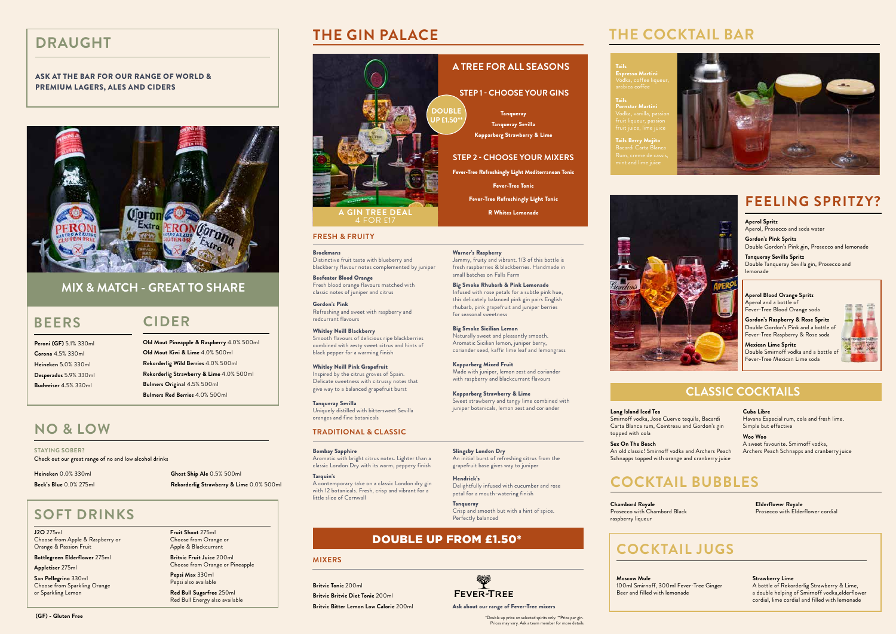# DRAUGHT

**ASK AT THE BAR FOR OUR RANGE OF WORLD & PREMIUM LAGERS, ALES AND CIDERS**

## MIX & MATCH - GREAT TO SHARE

## BEERS

**Peroni (GF)** 5.1% 330ml
**Corona** 4.5% 330ml
**Heineken** 5.0% 330ml
**Desperados** 5.9% 330ml
**Budweiser** 4.5% 330ml

## CIDER

**Old Mout Pineapple & Raspberry** 4.0% 500ml
**Old Mout Kiwi & Lime** 4.0% 500ml
**Rekorderlig Wild Berries** 4.0% 500ml
**Rekorderlig Strawberry & Lime** 4.0% 500ml
**Bulmers Original** 4.5% 500ml
**Bulmers Red Berries** 4.0% 500ml

# NO & LOW

**STAYING SOBER?**
Check out our great range of no and low alcohol drinks

**Heineken** 0.0% 330ml
**Beck's Blue** 0.0% 275ml
**Ghost Ship Ale** 0.5% 500ml
**Rekorderlig Strawberry & Lime** 0.0% 500ml

# SOFT DRINKS

**J2O** 275ml
Choose from Apple & Raspberry or Orange & Passion Fruit

**Bottlegreen Elderflower** 275ml

**Appletiser** 275ml

**San Pellegrino** 330ml
Choose from Sparkling Orange or Sparkling Lemon

**Fruit Shoot** 275ml
Choose from Orange or Apple & Blackcurrant

**Britvic Fruit Juice** 200ml
Choose from Orange or Pineapple

**Pepsi Max** 330ml
Pepsi also available

**Red Bull Sugarfree** 250ml
Red Bull Energy also available

(GF) - Gluten Free

# THE GIN PALACE

## A TREE FOR ALL SEASONS

**A GIN TREE DEAL**
4 FOR £17

### STEP 1 - CHOOSE YOUR GINS

DOUBLE UP £1.50**

**Tanqueray**
**Tanqueray Sevilla**
**Kopparberg Strawberry & Lime**

### STEP 2 - CHOOSE YOUR MIXERS

**Fever-Tree Refreshingly Light Mediterranean Tonic**
**Fever-Tree Tonic**
**Fever-Tree Refreshingly Light Tonic**
**R Whites Lemonade**

### FRESH & FRUITY

**Brockmans**
Distinctive fruit taste with blueberry and blackberry flavour notes complemented by juniper

**Beefeater Blood Orange**
Fresh blood orange flavours matched with classic notes of juniper and citrus

**Gordon's Pink**
Refreshing and sweet with raspberry and redcurrant flavours

**Whitley Neill Blackberry**
Smooth flavours of delicious ripe blackberries combined with zesty sweet citrus and hints of black pepper for a warming finish

**Whitley Neill Pink Grapefruit**
Inspired by the citrus groves of Spain. Delicate sweetness with citrussy notes that give way to a balanced grapefruit burst

**Tanqueray Sevilla**
Uniquely distilled with bittersweet Sevilla oranges and fine botanicals

**Warner's Raspberry**
Jammy, fruity and vibrant. 1/3 of this bottle is fresh raspberries & blackberries. Handmade in small batches on Falls Farm

**Big Smoke Rhubarb & Pink Lemonade**
Infused with rose petals for a subtle pink hue, this delicately balanced pink gin pairs English rhubarb, pink grapefruit and juniper berries for seasonal sweetness

**Big Smoke Sicilian Lemon**
Naturally sweet and pleasantly smooth. Aromatic Sicilian lemon, juniper berry, coriander seed, kaffir lime leaf and lemongrass

**Kopparberg Mixed Fruit**
Made with juniper, lemon zest and coriander with raspberry and blackcurrant flavours

**Kopparberg Strawberry & Lime**
Sweet strawberry and tangy lime combined with juniper botanicals, lemon zest and coriander

### TRADITIONAL & CLASSIC

**Bombay Sapphire**
Aromatic with bright citrus notes. Lighter than a classic London Dry with its warm, peppery finish

**Tarquin's**
A contemporary take on a classic London dry gin with 12 botanicals. Fresh, crisp and vibrant for a little slice of Cornwall

**Slingsby London Dry**
An initial burst of refreshing citrus from the grapefruit base gives way to juniper

**Hendrick's**
Delightfully infused with cucumber and rose petal for a mouth-watering finish

**Tanqueray**
Crisp and smooth but with a hint of spice. Perfectly balanced

## DOUBLE UP FROM £1.50*

### MIXERS

**Britvic Tonic** 200ml
**Britvic Britvic Diet Tonic** 200ml
**Britvic Bitter Lemon Low Calorie** 200ml

FEVER-TREE

**Ask about our range of Fever-Tree mixers**

*Double up price on selected spirits only. **Price per gin. Prices may vary. Ask a team member for more details

# THE COCKTAIL BAR

**Tails Espresso Martini**
Vodka, coffee liqueur, arabica coffee

**Tails Pornstar Martini**
Vodka, vanilla, passion fruit liqueur, passion fruit juice, lime juice

**Tails Berry Mojito**
Bacardi Carta Blanca Rum, creme de cassis, mint and lime juice

# FEELING SPRITZY?

**Aperol Spritz**
Aperol, Prosecco and soda water

**Gordon's Pink Spritz**
Double Gordon's Pink gin, Prosecco and lemonade

**Tanqueray Sevilla Spritz**
Double Tanqueray Sevilla gin, Prosecco and lemonade

**Aperol Blood Orange Spritz**
Aperol and a bottle of Fever-Tree Blood Orange soda

**Gordon's Raspberry & Rose Spritz**
Double Gordon's Pink and a bottle of Fever-Tree Raspberry & Rose soda

**Mexican Lime Spritz**
Double Smirnoff vodka and a bottle of Fever-Tree Mexican Lime soda

## CLASSIC COCKTAILS

**Long Island Iced Tea**
Smirnoff vodka, Jose Cuervo tequila, Bacardi Carta Blanca rum, Cointreau and Gordon's gin topped with cola

**Sex On The Beach**
An old classic! Smirnoff vodka and Archers Peach Schnapps topped with orange and cranberry juice

**Cuba Libre**
Havana Especial rum, cola and fresh lime. Simple but effective

**Woo Woo**
A sweet favourite. Smirnoff vodka, Archers Peach Schnapps and cranberry juice

# COCKTAIL BUBBLES

**Chambord Royale**
Prosecco with Chambord Black raspberry liqueur

**Elderflower Royale**
Prosecco with Elderflower cordial

# COCKTAIL JUGS

**Moscow Mule**
100ml Smirnoff, 300ml Fever-Tree Ginger Beer and filled with lemonade

**Strawberry Lime**
A bottle of Rekorderlig Strawberry & Lime, a double helping of Smirnoff vodka,elderflower cordial, lime cordial and filled with lemonade